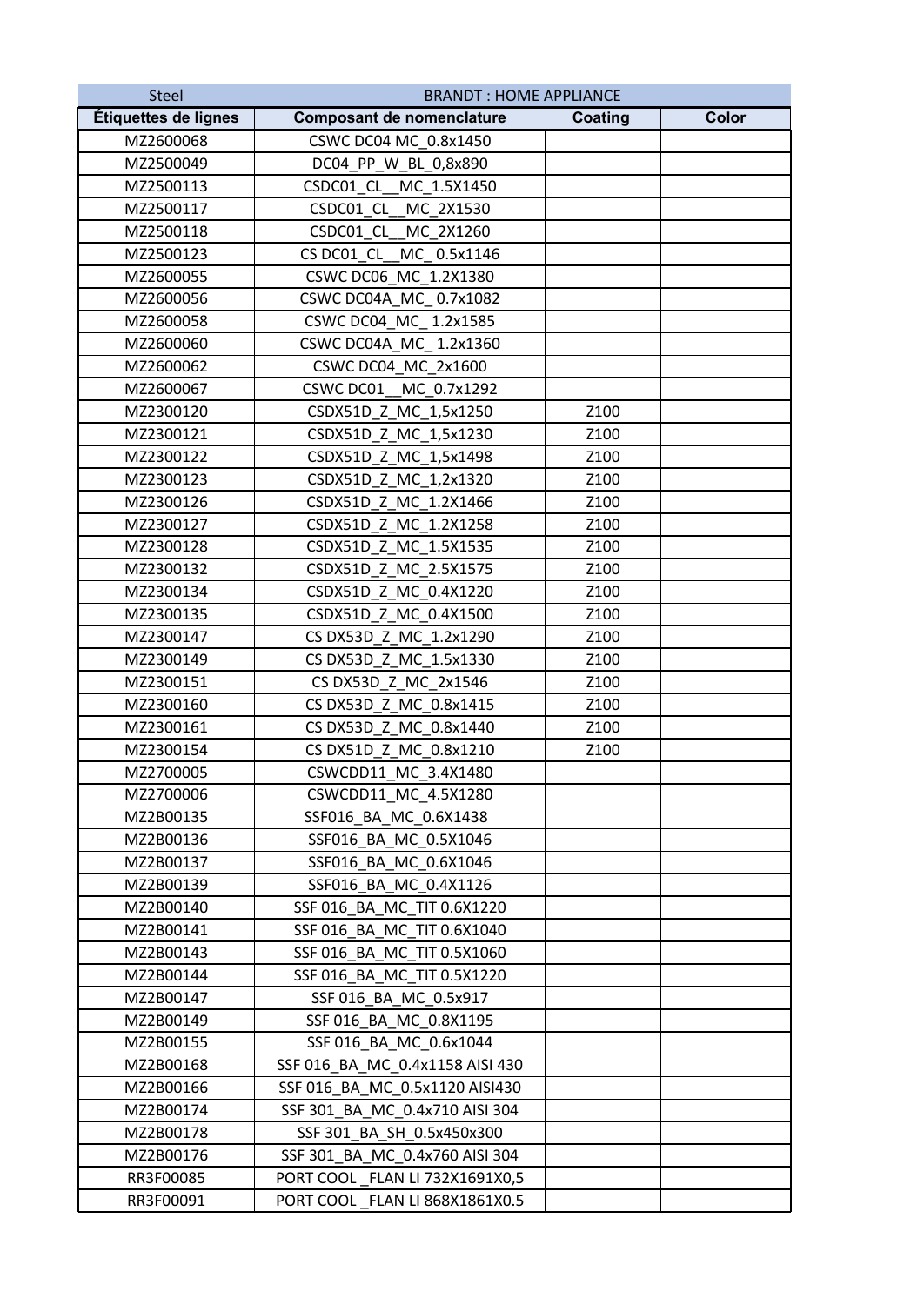| Steel | BRANDT : HOME APPLIANCE | | |
|---|---|---|---|
| **Étiquettes de lignes** | **Composant de nomenclature** | **Coating** | **Color** |
| MZ2600068 | CSWC DC04 MC_0.8x1450 | | |
| MZ2500049 | DC04_PP_W_BL_0,8x890 | | |
| MZ2500113 | CSDC01_CL__MC_1.5X1450 | | |
| MZ2500117 | CSDC01_CL__MC_2X1530 | | |
| MZ2500118 | CSDC01_CL__MC_2X1260 | | |
| MZ2500123 | CS DC01_CL__MC_ 0.5x1146 | | |
| MZ2600055 | CSWC DC06_MC_1.2X1380 | | |
| MZ2600056 | CSWC DC04A_MC_ 0.7x1082 | | |
| MZ2600058 | CSWC DC04_MC_ 1.2x1585 | | |
| MZ2600060 | CSWC DC04A_MC_ 1.2x1360 | | |
| MZ2600062 | CSWC DC04_MC_2x1600 | | |
| MZ2600067 | CSWC DC01__MC_0.7x1292 | | |
| MZ2300120 | CSDX51D_Z_MC_1,5x1250 | Z100 | |
| MZ2300121 | CSDX51D_Z_MC_1,5x1230 | Z100 | |
| MZ2300122 | CSDX51D_Z_MC_1,5x1498 | Z100 | |
| MZ2300123 | CSDX51D_Z_MC_1,2x1320 | Z100 | |
| MZ2300126 | CSDX51D_Z_MC_1.2X1466 | Z100 | |
| MZ2300127 | CSDX51D_Z_MC_1.2X1258 | Z100 | |
| MZ2300128 | CSDX51D_Z_MC_1.5X1535 | Z100 | |
| MZ2300132 | CSDX51D_Z_MC_2.5X1575 | Z100 | |
| MZ2300134 | CSDX51D_Z_MC_0.4X1220 | Z100 | |
| MZ2300135 | CSDX51D_Z_MC_0.4X1500 | Z100 | |
| MZ2300147 | CS DX53D_Z_MC_1.2x1290 | Z100 | |
| MZ2300149 | CS DX53D_Z_MC_1.5x1330 | Z100 | |
| MZ2300151 | CS DX53D_Z_MC_2x1546 | Z100 | |
| MZ2300160 | CS DX53D_Z_MC_0.8x1415 | Z100 | |
| MZ2300161 | CS DX53D_Z_MC_0.8x1440 | Z100 | |
| MZ2300154 | CS DX51D_Z_MC_0.8x1210 | Z100 | |
| MZ2700005 | CSWCDD11_MC_3.4X1480 | | |
| MZ2700006 | CSWCDD11_MC_4.5X1280 | | |
| MZ2B00135 | SSF016_BA_MC_0.6X1438 | | |
| MZ2B00136 | SSF016_BA_MC_0.5X1046 | | |
| MZ2B00137 | SSF016_BA_MC_0.6X1046 | | |
| MZ2B00139 | SSF016_BA_MC_0.4X1126 | | |
| MZ2B00140 | SSF 016_BA_MC_TIT 0.6X1220 | | |
| MZ2B00141 | SSF 016_BA_MC_TIT 0.6X1040 | | |
| MZ2B00143 | SSF 016_BA_MC_TIT 0.5X1060 | | |
| MZ2B00144 | SSF 016_BA_MC_TIT 0.5X1220 | | |
| MZ2B00147 | SSF 016_BA_MC_0.5x917 | | |
| MZ2B00149 | SSF 016_BA_MC_0.8X1195 | | |
| MZ2B00155 | SSF 016_BA_MC_0.6x1044 | | |
| MZ2B00168 | SSF 016_BA_MC_0.4x1158 AISI 430 | | |
| MZ2B00166 | SSF 016_BA_MC_0.5x1120 AISI430 | | |
| MZ2B00174 | SSF 301_BA_MC_0.4x710 AISI 304 | | |
| MZ2B00178 | SSF 301_BA_SH_0.5x450x300 | | |
| MZ2B00176 | SSF 301_BA_MC_0.4x760 AISI 304 | | |
| RR3F00085 | PORT COOL _FLAN LI 732X1691X0,5 | | |
| RR3F00091 | PORT COOL _FLAN LI 868X1861X0.5 | | |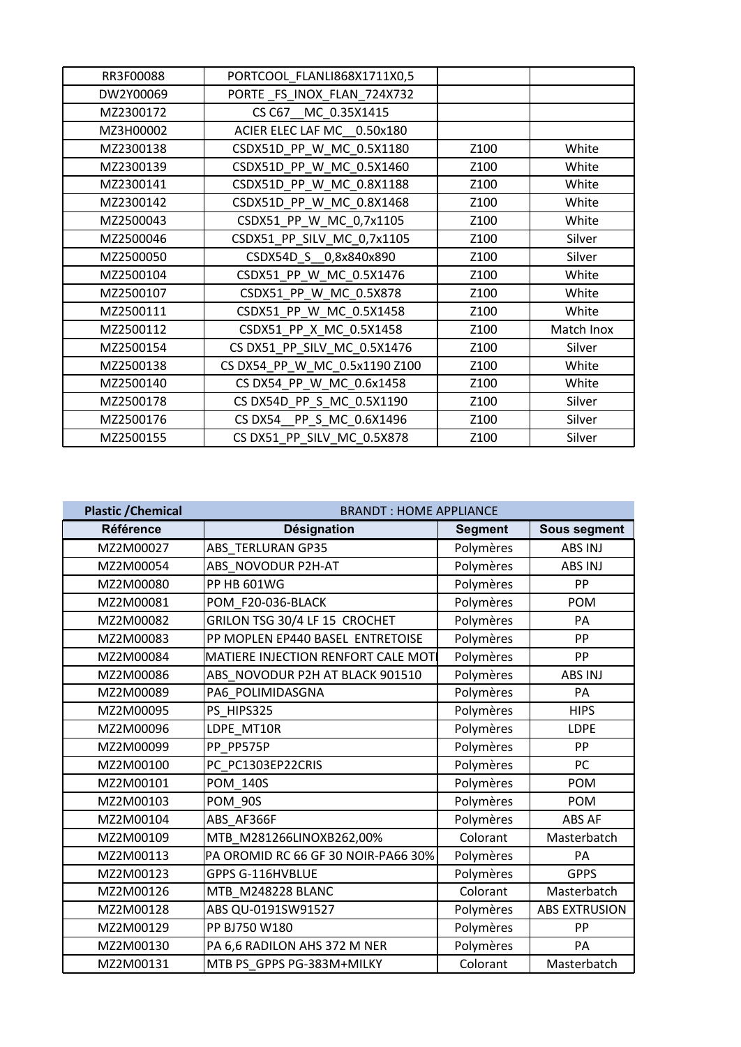| | | | |
|---|---|---|---|
| RR3F00088 | PORTCOOL_FLANLI868X1711X0,5 | | |
| DW2Y00069 | PORTE _FS_INOX_FLAN_724X732 | | |
| MZ2300172 | CS C67__MC_0.35X1415 | | |
| MZ3H00002 | ACIER ELEC LAF MC__0.50x180 | | |
| MZ2300138 | CSDX51D_PP_W_MC_0.5X1180 | Z100 | White |
| MZ2300139 | CSDX51D_PP_W_MC_0.5X1460 | Z100 | White |
| MZ2300141 | CSDX51D_PP_W_MC_0.8X1188 | Z100 | White |
| MZ2300142 | CSDX51D_PP_W_MC_0.8X1468 | Z100 | White |
| MZ2500043 | CSDX51_PP_W_MC_0,7x1105 | Z100 | White |
| MZ2500046 | CSDX51_PP_SILV_MC_0,7x1105 | Z100 | Silver |
| MZ2500050 | CSDX54D_S__0,8x840x890 | Z100 | Silver |
| MZ2500104 | CSDX51_PP_W_MC_0.5X1476 | Z100 | White |
| MZ2500107 | CSDX51_PP_W_MC_0.5X878 | Z100 | White |
| MZ2500111 | CSDX51_PP_W_MC_0.5X1458 | Z100 | White |
| MZ2500112 | CSDX51_PP_X_MC_0.5X1458 | Z100 | Match Inox |
| MZ2500154 | CS DX51_PP_SILV_MC_0.5X1476 | Z100 | Silver |
| MZ2500138 | CS DX54_PP_W_MC_0.5x1190 Z100 | Z100 | White |
| MZ2500140 | CS DX54_PP_W_MC_0.6x1458 | Z100 | White |
| MZ2500178 | CS DX54D_PP_S_MC_0.5X1190 | Z100 | Silver |
| MZ2500176 | CS DX54__PP_S_MC_0.6X1496 | Z100 | Silver |
| MZ2500155 | CS DX51_PP_SILV_MC_0.5X878 | Z100 | Silver |

| **Plastic /Chemical** | BRANDT : HOME APPLIANCE | | |
|---|---|---|---|
| **Référence** | **Désignation** | **Segment** | **Sous segment** |
| MZ2M00027 | ABS_TERLURAN GP35 | Polymères | ABS INJ |
| MZ2M00054 | ABS_NOVODUR P2H-AT | Polymères | ABS INJ |
| MZ2M00080 | PP HB 601WG | Polymères | PP |
| MZ2M00081 | POM_F20-036-BLACK | Polymères | POM |
| MZ2M00082 | GRILON TSG 30/4 LF 15 CROCHET | Polymères | PA |
| MZ2M00083 | PP MOPLEN EP440 BASEL ENTRETOISE | Polymères | PP |
| MZ2M00084 | MATIERE INJECTION RENFORT CALE MOTI | Polymères | PP |
| MZ2M00086 | ABS_NOVODUR P2H AT BLACK 901510 | Polymères | ABS INJ |
| MZ2M00089 | PA6_POLIMIDASGNA | Polymères | PA |
| MZ2M00095 | PS_HIPS325 | Polymères | HIPS |
| MZ2M00096 | LDPE_MT10R | Polymères | LDPE |
| MZ2M00099 | PP_PP575P | Polymères | PP |
| MZ2M00100 | PC_PC1303EP22CRIS | Polymères | PC |
| MZ2M00101 | POM_140S | Polymères | POM |
| MZ2M00103 | POM_90S | Polymères | POM |
| MZ2M00104 | ABS_AF366F | Polymères | ABS AF |
| MZ2M00109 | MTB_M281266LINOXB262,00% | Colorant | Masterbatch |
| MZ2M00113 | PA OROMID RC 66 GF 30 NOIR-PA66 30% | Polymères | PA |
| MZ2M00123 | GPPS G-116HVBLUE | Polymères | GPPS |
| MZ2M00126 | MTB_M248228 BLANC | Colorant | Masterbatch |
| MZ2M00128 | ABS QU-0191SW91527 | Polymères | ABS EXTRUSION |
| MZ2M00129 | PP BJ750 W180 | Polymères | PP |
| MZ2M00130 | PA 6,6 RADILON AHS 372 M NER | Polymères | PA |
| MZ2M00131 | MTB PS_GPPS PG-383M+MILKY | Colorant | Masterbatch |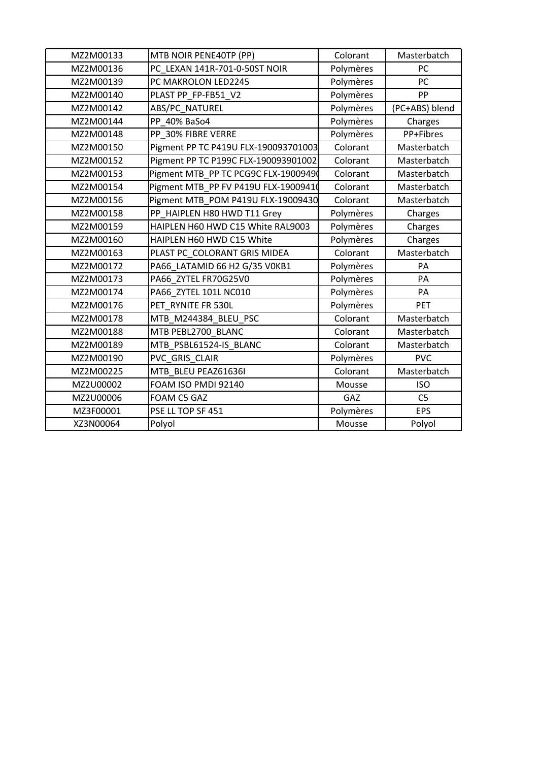| MZ2M00133 | MTB NOIR PENE40TP (PP) | Colorant | Masterbatch |
|---|---|---|---|
| MZ2M00136 | PC_LEXAN 141R-701-0-50ST NOIR | Polymères | PC |
| MZ2M00139 | PC MAKROLON LED2245 | Polymères | PC |
| MZ2M00140 | PLAST PP_FP-FB51_V2 | Polymères | PP |
| MZ2M00142 | ABS/PC_NATUREL | Polymères | (PC+ABS) blend |
| MZ2M00144 | PP_40% BaSo4 | Polymères | Charges |
| MZ2M00148 | PP_30% FIBRE VERRE | Polymères | PP+Fibres |
| MZ2M00150 | Pigment PP TC P419U FLX-190093701003 | Colorant | Masterbatch |
| MZ2M00152 | Pigment PP TC P199C FLX-190093901002 | Colorant | Masterbatch |
| MZ2M00153 | Pigment MTB_PP TC PCG9C FLX-1900949( | Colorant | Masterbatch |
| MZ2M00154 | Pigment MTB_PP FV P419U FLX-1900941( | Colorant | Masterbatch |
| MZ2M00156 | Pigment MTB_POM P419U FLX-19009430 | Colorant | Masterbatch |
| MZ2M00158 | PP_HAIPLEN H80 HWD T11 Grey | Polymères | Charges |
| MZ2M00159 | HAIPLEN H60 HWD C15 White RAL9003 | Polymères | Charges |
| MZ2M00160 | HAIPLEN H60 HWD C15 White | Polymères | Charges |
| MZ2M00163 | PLAST PC_COLORANT GRIS MIDEA | Colorant | Masterbatch |
| MZ2M00172 | PA66_LATAMID 66 H2 G/35 V0KB1 | Polymères | PA |
| MZ2M00173 | PA66_ZYTEL FR70G25V0 | Polymères | PA |
| MZ2M00174 | PA66_ZYTEL 101L NC010 | Polymères | PA |
| MZ2M00176 | PET_RYNITE FR 530L | Polymères | PET |
| MZ2M00178 | MTB_M244384_BLEU_PSC | Colorant | Masterbatch |
| MZ2M00188 | MTB PEBL2700_BLANC | Colorant | Masterbatch |
| MZ2M00189 | MTB_PSBL61524-IS_BLANC | Colorant | Masterbatch |
| MZ2M00190 | PVC_GRIS_CLAIR | Polymères | PVC |
| MZ2M00225 | MTB_BLEU PEAZ61636I | Colorant | Masterbatch |
| MZ2U00002 | FOAM ISO PMDI 92140 | Mousse | ISO |
| MZ2U00006 | FOAM C5 GAZ | GAZ | C5 |
| MZ3F00001 | PSE LL TOP SF 451 | Polymères | EPS |
| XZ3N00064 | Polyol | Mousse | Polyol |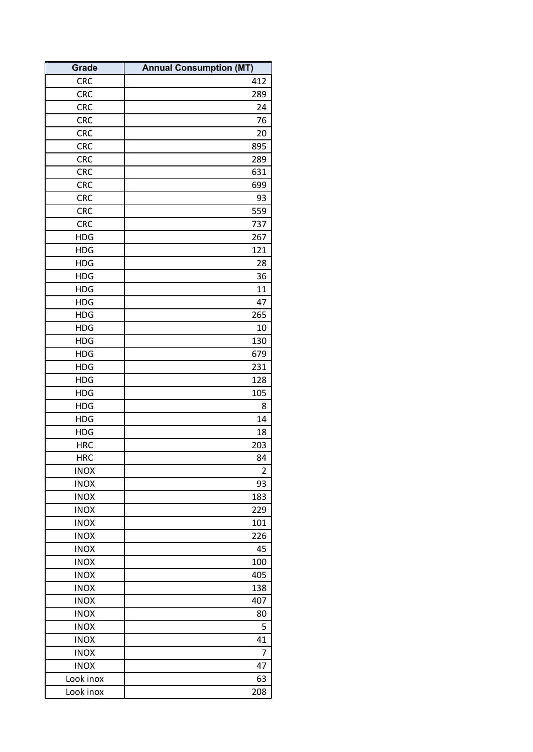| Grade | Annual Consumption (MT) |
|---|---|
| CRC | 412 |
| CRC | 289 |
| CRC | 24 |
| CRC | 76 |
| CRC | 20 |
| CRC | 895 |
| CRC | 289 |
| CRC | 631 |
| CRC | 699 |
| CRC | 93 |
| CRC | 559 |
| CRC | 737 |
| HDG | 267 |
| HDG | 121 |
| HDG | 28 |
| HDG | 36 |
| HDG | 11 |
| HDG | 47 |
| HDG | 265 |
| HDG | 10 |
| HDG | 130 |
| HDG | 679 |
| HDG | 231 |
| HDG | 128 |
| HDG | 105 |
| HDG | 8 |
| HDG | 14 |
| HDG | 18 |
| HRC | 203 |
| HRC | 84 |
| INOX | 2 |
| INOX | 93 |
| INOX | 183 |
| INOX | 229 |
| INOX | 101 |
| INOX | 226 |
| INOX | 45 |
| INOX | 100 |
| INOX | 405 |
| INOX | 138 |
| INOX | 407 |
| INOX | 80 |
| INOX | 5 |
| INOX | 41 |
| INOX | 7 |
| INOX | 47 |
| Look inox | 63 |
| Look inox | 208 |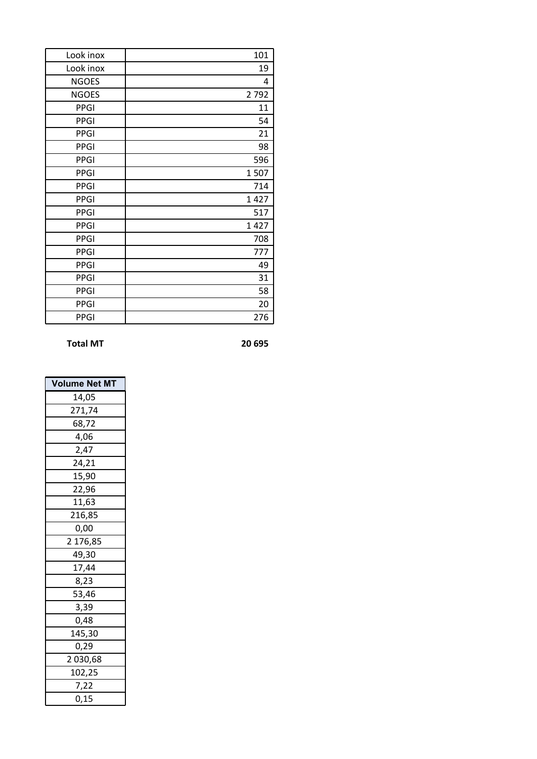| | |
|---|---|
| Look inox | 101 |
| Look inox | 19 |
| NGOES | 4 |
| NGOES | 2 792 |
| PPGI | 11 |
| PPGI | 54 |
| PPGI | 21 |
| PPGI | 98 |
| PPGI | 596 |
| PPGI | 1 507 |
| PPGI | 714 |
| PPGI | 1 427 |
| PPGI | 517 |
| PPGI | 1 427 |
| PPGI | 708 |
| PPGI | 777 |
| PPGI | 49 |
| PPGI | 31 |
| PPGI | 58 |
| PPGI | 20 |
| PPGI | 276 |

**Total MT** **20 695**

| Volume Net MT |
|---|
| 14,05 |
| 271,74 |
| 68,72 |
| 4,06 |
| 2,47 |
| 24,21 |
| 15,90 |
| 22,96 |
| 11,63 |
| 216,85 |
| 0,00 |
| 2 176,85 |
| 49,30 |
| 17,44 |
| 8,23 |
| 53,46 |
| 3,39 |
| 0,48 |
| 145,30 |
| 0,29 |
| 2 030,68 |
| 102,25 |
| 7,22 |
| 0,15 |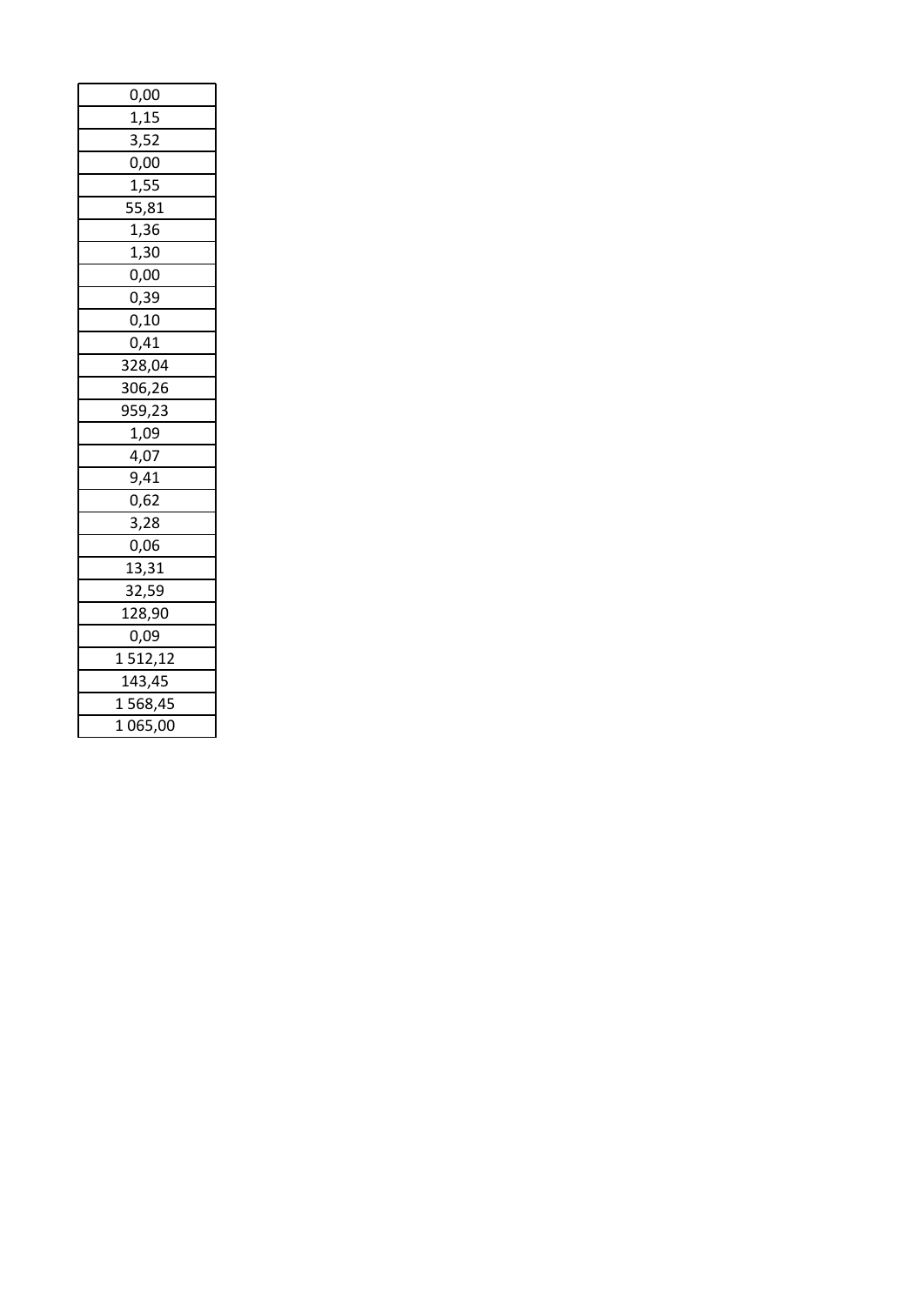| 0,00 |
| --- |
| 1,15 |
| 3,52 |
| 0,00 |
| 1,55 |
| 55,81 |
| 1,36 |
| 1,30 |
| 0,00 |
| 0,39 |
| 0,10 |
| 0,41 |
| 328,04 |
| 306,26 |
| 959,23 |
| 1,09 |
| 4,07 |
| 9,41 |
| 0,62 |
| 3,28 |
| 0,06 |
| 13,31 |
| 32,59 |
| 128,90 |
| 0,09 |
| 1 512,12 |
| 143,45 |
| 1 568,45 |
| 1 065,00 |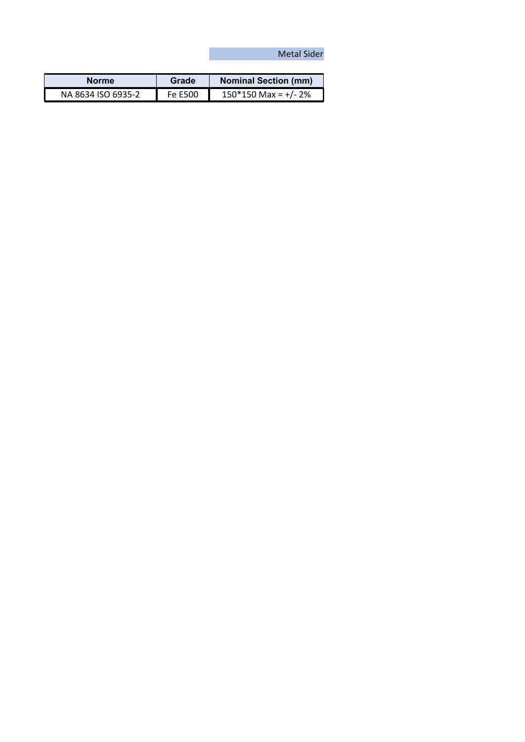Metal Sider

| Norme | Grade | Nominal Section (mm) |
|---|---|---|
| NA 8634 ISO 6935-2 | Fe E500 | 150*150 Max = +/- 2% |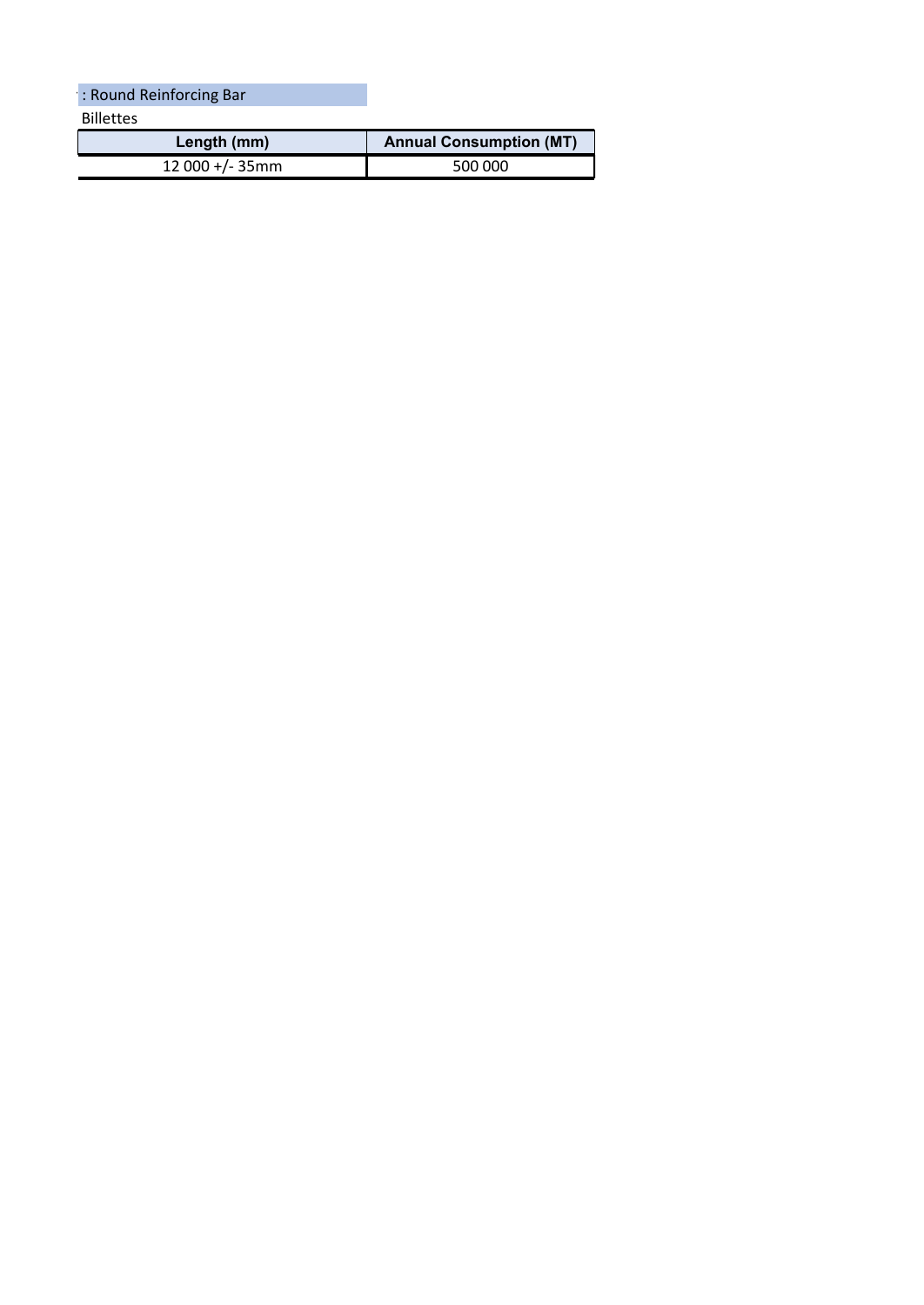: Round Reinforcing Bar

Billettes

| Length (mm) | Annual Consumption (MT) |
| --- | --- |
| 12 000 +/- 35mm | 500 000 |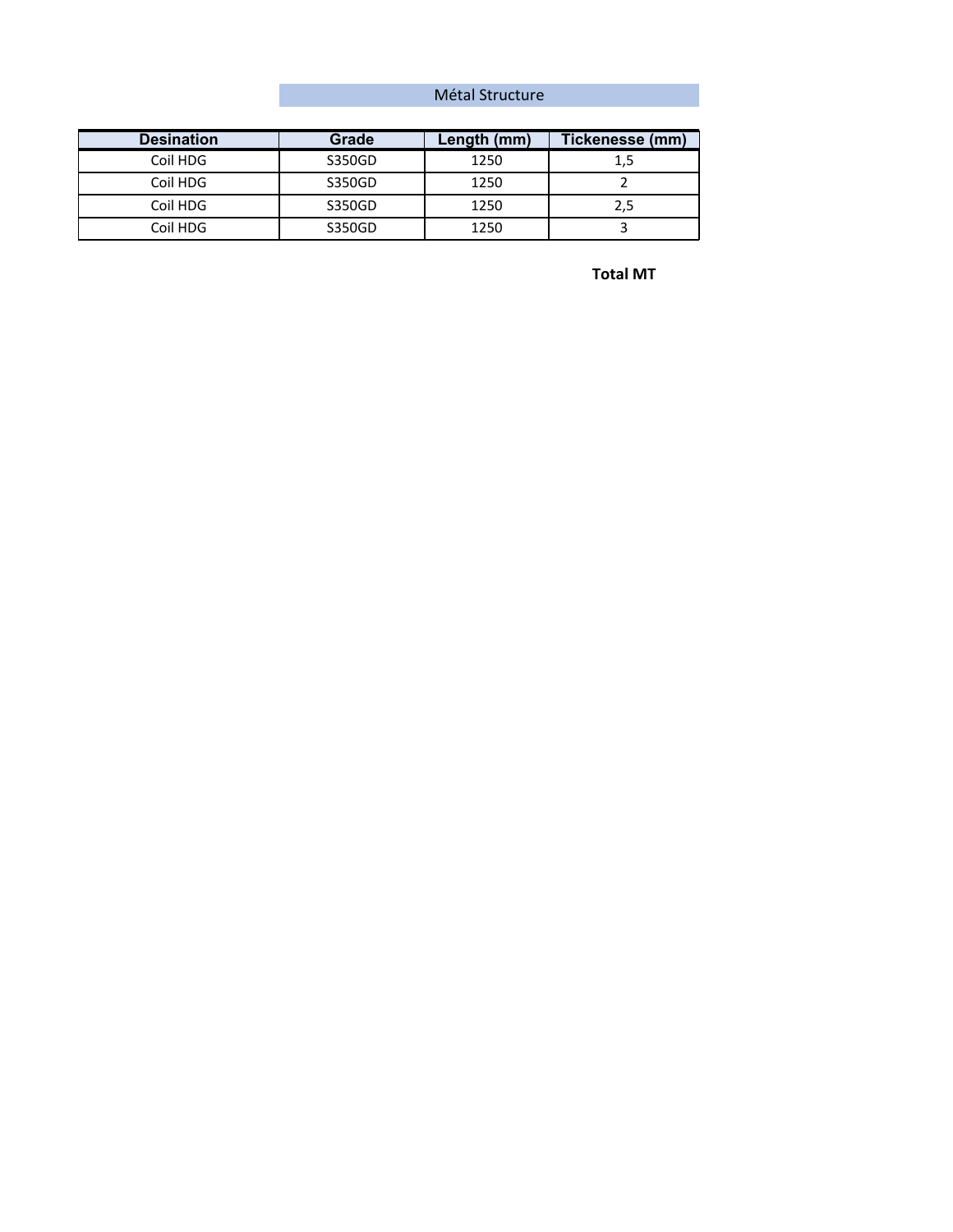Métal Structure

| Desination | Grade | Length (mm) | Tickenesse (mm) |
|---|---|---|---|
| Coil HDG | S350GD | 1250 | 1,5 |
| Coil HDG | S350GD | 1250 | 2 |
| Coil HDG | S350GD | 1250 | 2,5 |
| Coil HDG | S350GD | 1250 | 3 |

**Total MT**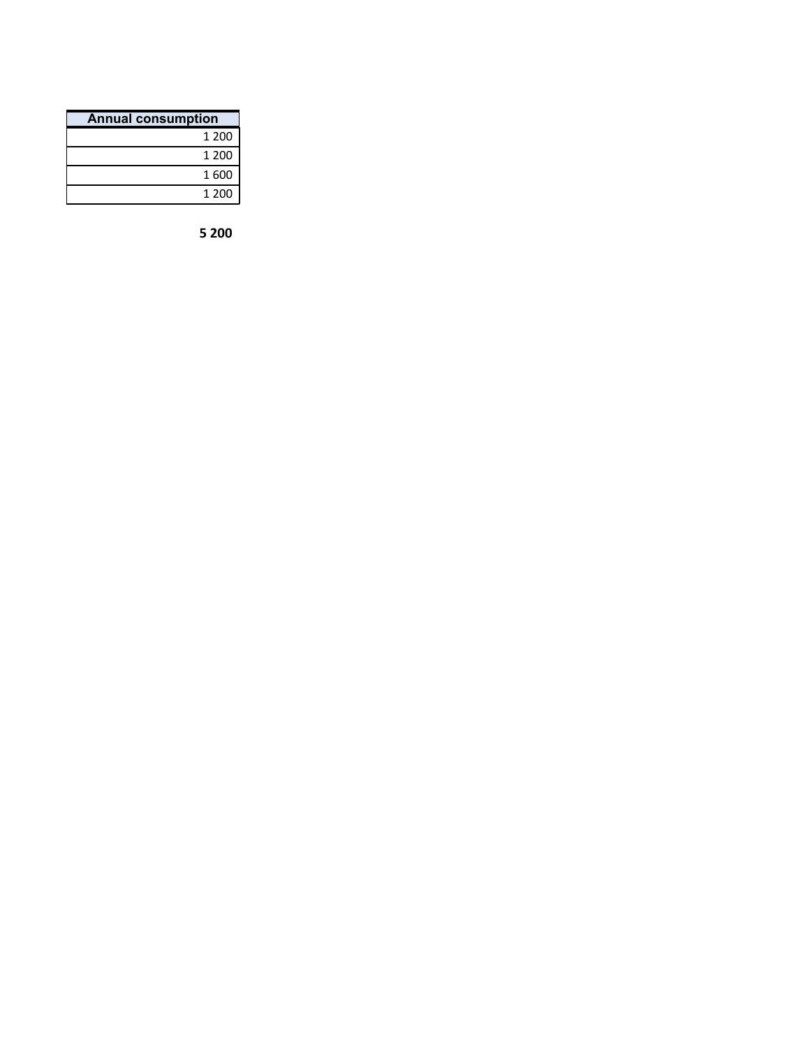| Annual consumption |
| ---: |
| 1 200 |
| 1 200 |
| 1 600 |
| 1 200 |

**5 200**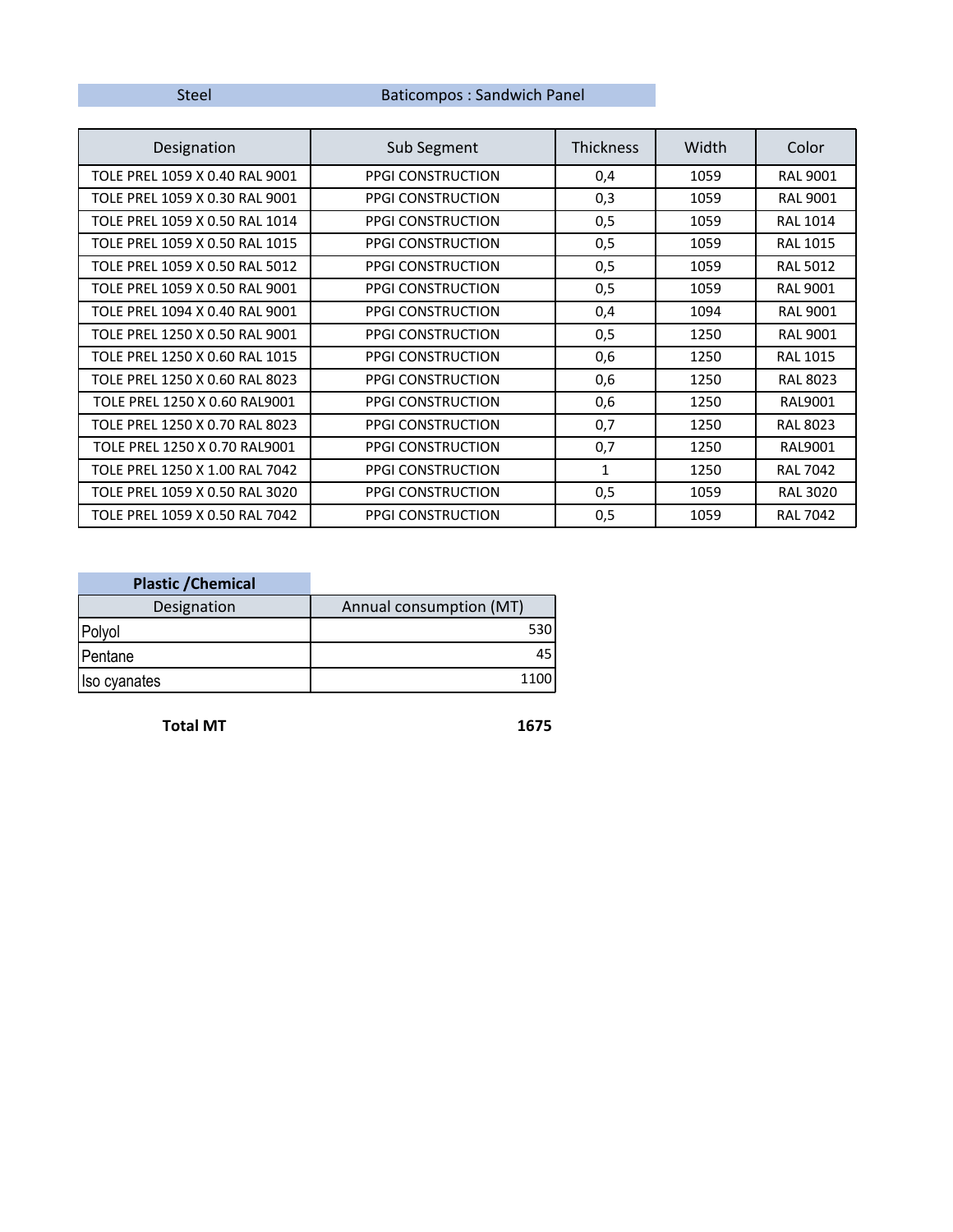| Steel | Baticompos : Sandwich Panel |
|---|---|

| Designation | Sub Segment | Thickness | Width | Color |
|---|---|---|---|---|
| TOLE PREL 1059 X 0.40 RAL 9001 | PPGI CONSTRUCTION | 0,4 | 1059 | RAL 9001 |
| TOLE PREL 1059 X 0.30 RAL 9001 | PPGI CONSTRUCTION | 0,3 | 1059 | RAL 9001 |
| TOLE PREL 1059 X 0.50 RAL 1014 | PPGI CONSTRUCTION | 0,5 | 1059 | RAL 1014 |
| TOLE PREL 1059 X 0.50 RAL 1015 | PPGI CONSTRUCTION | 0,5 | 1059 | RAL 1015 |
| TOLE PREL 1059 X 0.50 RAL 5012 | PPGI CONSTRUCTION | 0,5 | 1059 | RAL 5012 |
| TOLE PREL 1059 X 0.50 RAL 9001 | PPGI CONSTRUCTION | 0,5 | 1059 | RAL 9001 |
| TOLE PREL 1094 X 0.40 RAL 9001 | PPGI CONSTRUCTION | 0,4 | 1094 | RAL 9001 |
| TOLE PREL 1250 X 0.50 RAL 9001 | PPGI CONSTRUCTION | 0,5 | 1250 | RAL 9001 |
| TOLE PREL 1250 X 0.60 RAL 1015 | PPGI CONSTRUCTION | 0,6 | 1250 | RAL 1015 |
| TOLE PREL 1250 X 0.60 RAL 8023 | PPGI CONSTRUCTION | 0,6 | 1250 | RAL 8023 |
| TOLE PREL 1250 X 0.60 RAL9001 | PPGI CONSTRUCTION | 0,6 | 1250 | RAL9001 |
| TOLE PREL 1250 X 0.70 RAL 8023 | PPGI CONSTRUCTION | 0,7 | 1250 | RAL 8023 |
| TOLE PREL 1250 X 0.70 RAL9001 | PPGI CONSTRUCTION | 0,7 | 1250 | RAL9001 |
| TOLE PREL 1250 X 1.00 RAL 7042 | PPGI CONSTRUCTION | 1 | 1250 | RAL 7042 |
| TOLE PREL 1059 X 0.50 RAL 3020 | PPGI CONSTRUCTION | 0,5 | 1059 | RAL 3020 |
| TOLE PREL 1059 X 0.50 RAL 7042 | PPGI CONSTRUCTION | 0,5 | 1059 | RAL 7042 |

**Plastic /Chemical**

| Designation | Annual consumption (MT) |
|---|---|
| Polyol | 530 |
| Pentane | 45 |
| Iso cyanates | 1100 |
| **Total MT** | **1675** |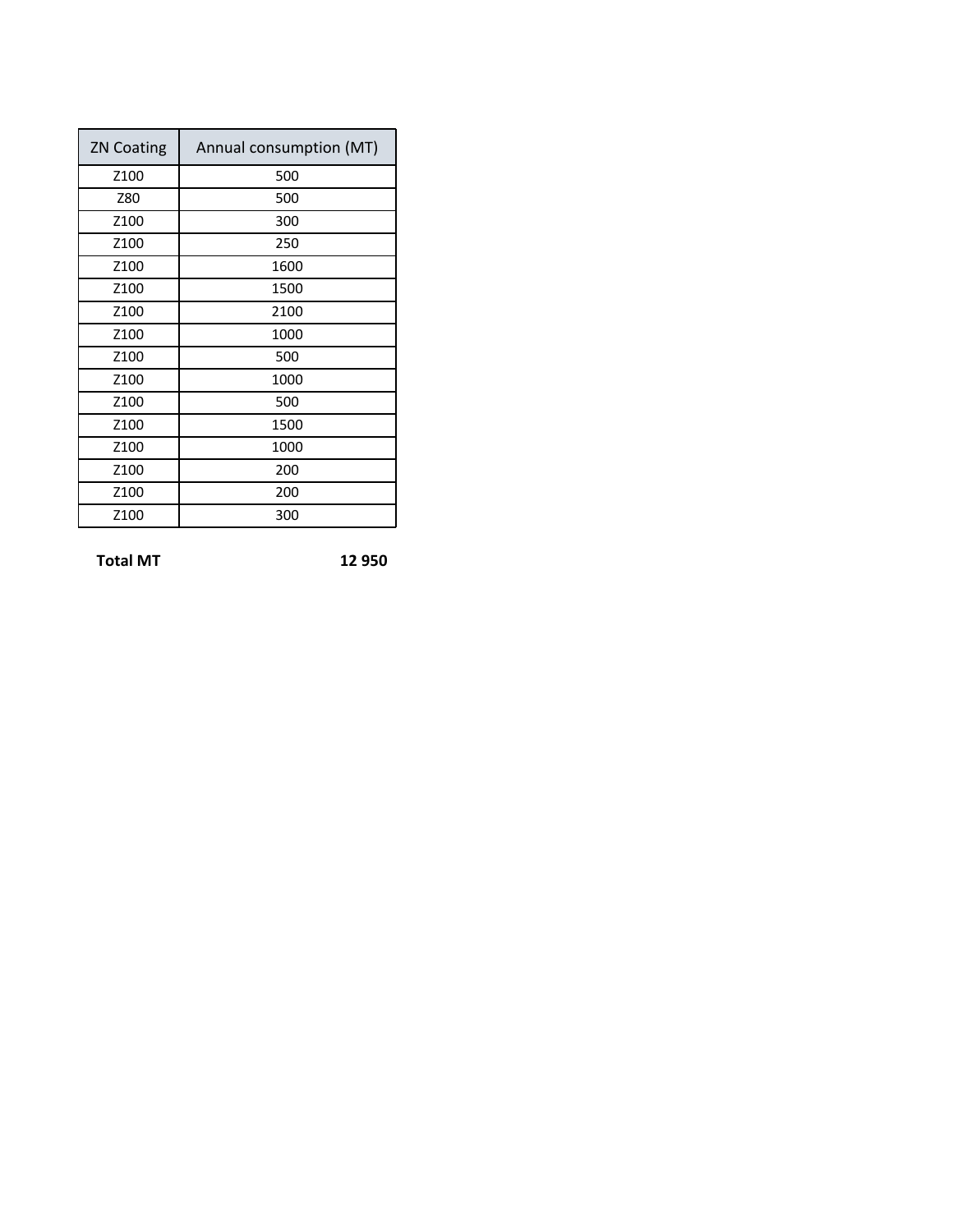| ZN Coating | Annual consumption (MT) |
|---|---|
| Z100 | 500 |
| Z80 | 500 |
| Z100 | 300 |
| Z100 | 250 |
| Z100 | 1600 |
| Z100 | 1500 |
| Z100 | 2100 |
| Z100 | 1000 |
| Z100 | 500 |
| Z100 | 1000 |
| Z100 | 500 |
| Z100 | 1500 |
| Z100 | 1000 |
| Z100 | 200 |
| Z100 | 200 |
| Z100 | 300 |

**Total MT** **12 950**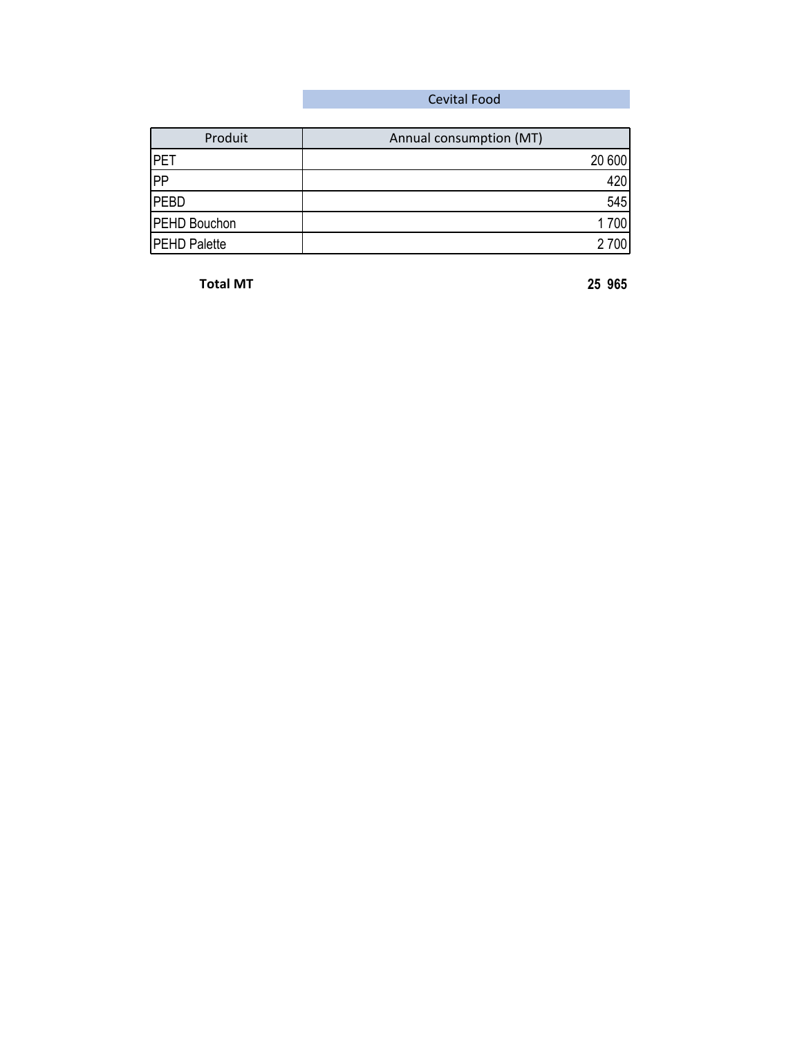Cevital Food

| Produit | Annual consumption (MT) |
|---|---|
| PET | 20 600 |
| PP | 420 |
| PEBD | 545 |
| PEHD Bouchon | 1 700 |
| PEHD Palette | 2 700 |
| **Total MT** | **25 965** |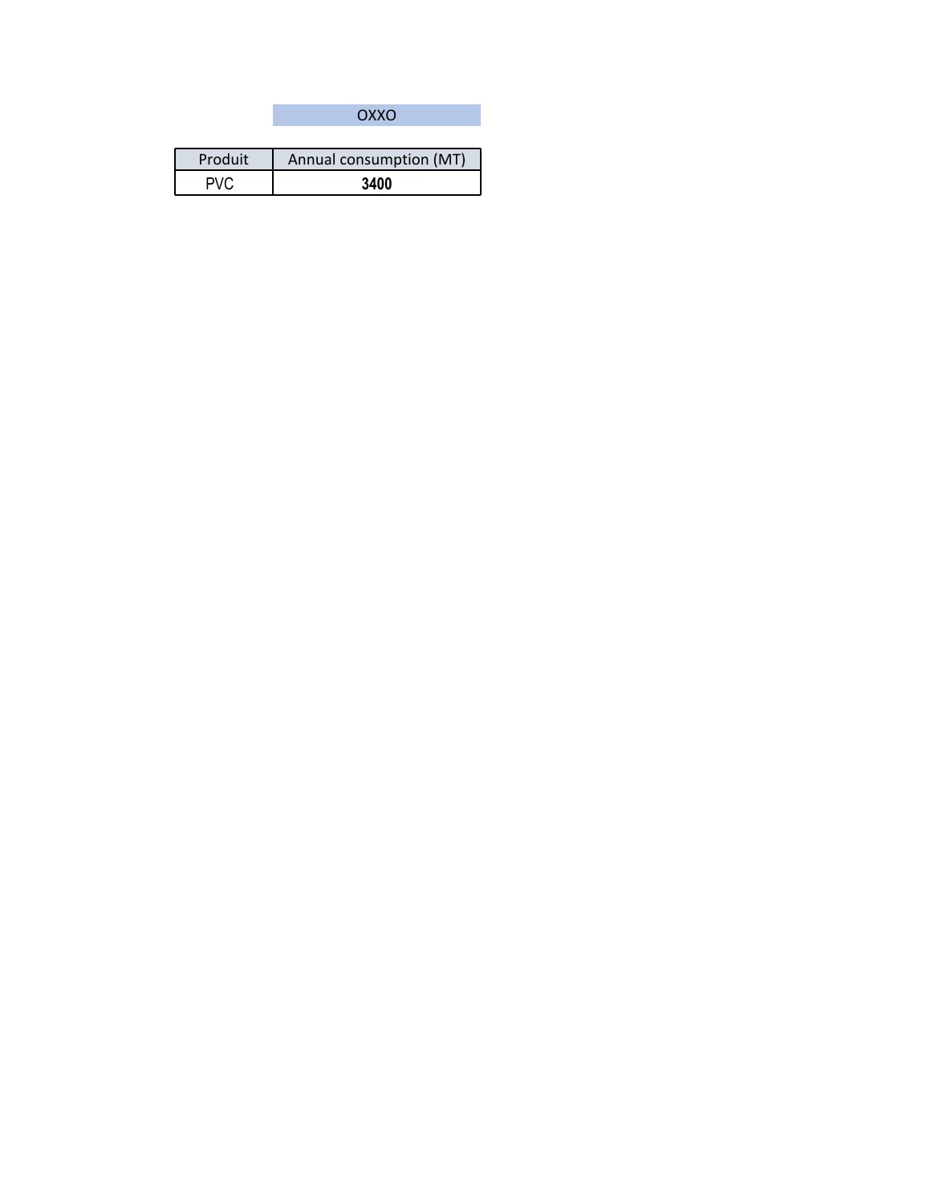OXXO

| Produit | Annual consumption (MT) |
| --- | --- |
| PVC | **3400** |